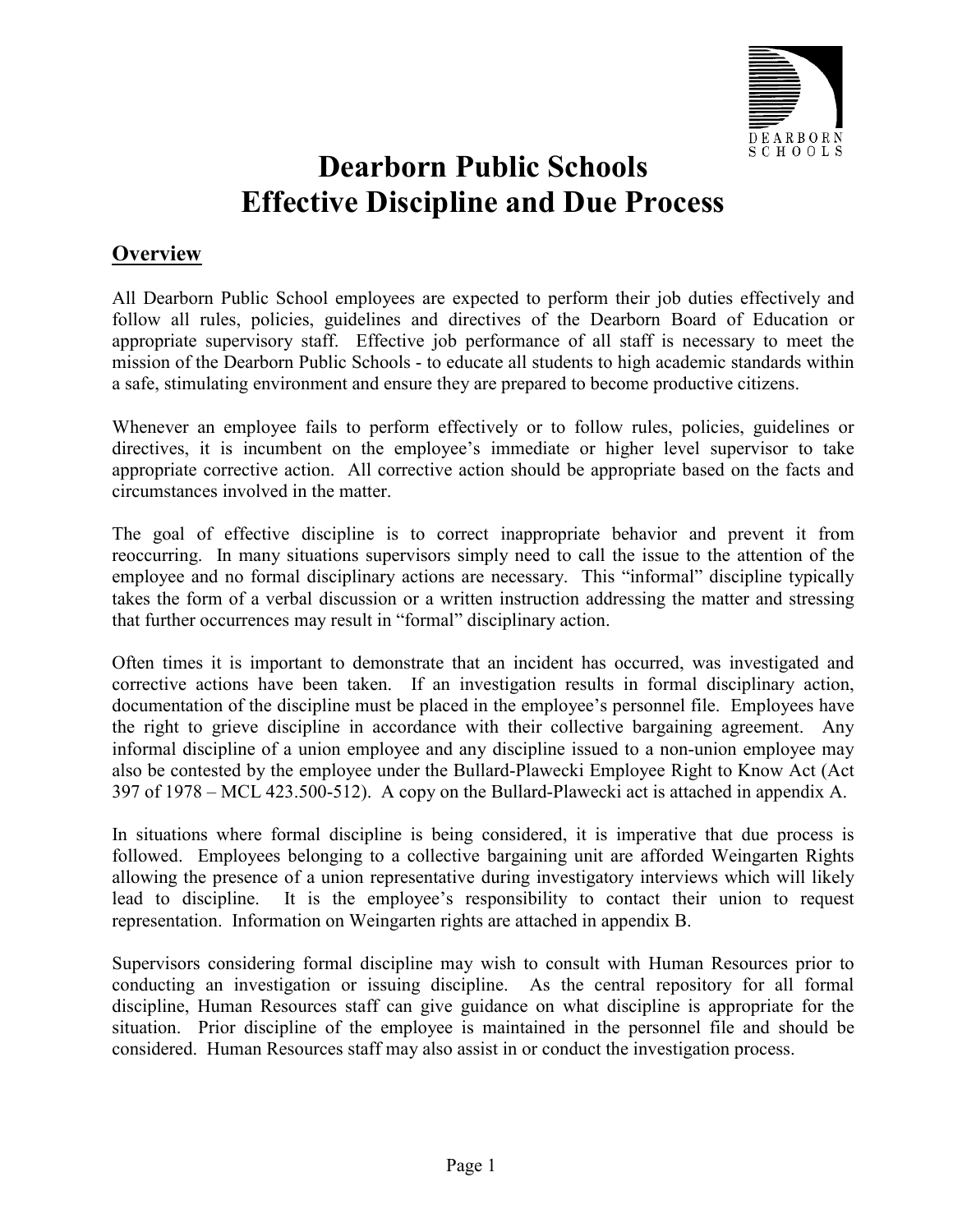# Dearborn Public Schools
# Effective Discipline and Due Process

## Overview

All Dearborn Public School employees are expected to perform their job duties effectively and follow all rules, policies, guidelines and directives of the Dearborn Board of Education or appropriate supervisory staff. Effective job performance of all staff is necessary to meet the mission of the Dearborn Public Schools - to educate all students to high academic standards within a safe, stimulating environment and ensure they are prepared to become productive citizens.

Whenever an employee fails to perform effectively or to follow rules, policies, guidelines or directives, it is incumbent on the employee's immediate or higher level supervisor to take appropriate corrective action. All corrective action should be appropriate based on the facts and circumstances involved in the matter.

The goal of effective discipline is to correct inappropriate behavior and prevent it from reoccurring. In many situations supervisors simply need to call the issue to the attention of the employee and no formal disciplinary actions are necessary. This "informal" discipline typically takes the form of a verbal discussion or a written instruction addressing the matter and stressing that further occurrences may result in "formal" disciplinary action.

Often times it is important to demonstrate that an incident has occurred, was investigated and corrective actions have been taken. If an investigation results in formal disciplinary action, documentation of the discipline must be placed in the employee's personnel file. Employees have the right to grieve discipline in accordance with their collective bargaining agreement. Any informal discipline of a union employee and any discipline issued to a non-union employee may also be contested by the employee under the Bullard-Plawecki Employee Right to Know Act (Act 397 of 1978 – MCL 423.500-512). A copy on the Bullard-Plawecki act is attached in appendix A.

In situations where formal discipline is being considered, it is imperative that due process is followed. Employees belonging to a collective bargaining unit are afforded Weingarten Rights allowing the presence of a union representative during investigatory interviews which will likely lead to discipline. It is the employee's responsibility to contact their union to request representation. Information on Weingarten rights are attached in appendix B.

Supervisors considering formal discipline may wish to consult with Human Resources prior to conducting an investigation or issuing discipline. As the central repository for all formal discipline, Human Resources staff can give guidance on what discipline is appropriate for the situation. Prior discipline of the employee is maintained in the personnel file and should be considered. Human Resources staff may also assist in or conduct the investigation process.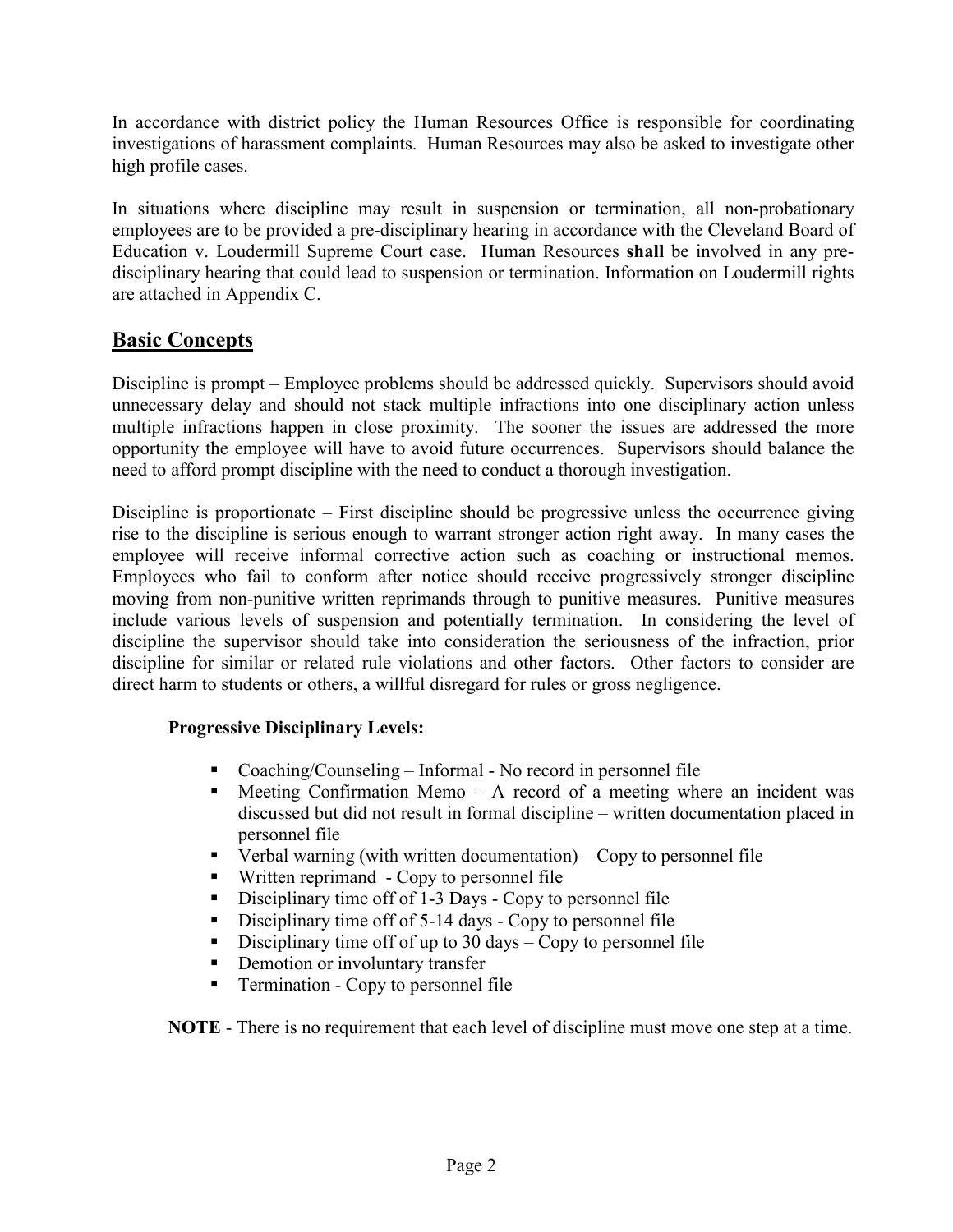In accordance with district policy the Human Resources Office is responsible for coordinating investigations of harassment complaints. Human Resources may also be asked to investigate other high profile cases.

In situations where discipline may result in suspension or termination, all non-probationary employees are to be provided a pre-disciplinary hearing in accordance with the Cleveland Board of Education v. Loudermill Supreme Court case. Human Resources **shall** be involved in any pre-disciplinary hearing that could lead to suspension or termination. Information on Loudermill rights are attached in Appendix C.

## Basic Concepts

Discipline is prompt – Employee problems should be addressed quickly. Supervisors should avoid unnecessary delay and should not stack multiple infractions into one disciplinary action unless multiple infractions happen in close proximity. The sooner the issues are addressed the more opportunity the employee will have to avoid future occurrences. Supervisors should balance the need to afford prompt discipline with the need to conduct a thorough investigation.

Discipline is proportionate – First discipline should be progressive unless the occurrence giving rise to the discipline is serious enough to warrant stronger action right away. In many cases the employee will receive informal corrective action such as coaching or instructional memos. Employees who fail to conform after notice should receive progressively stronger discipline moving from non-punitive written reprimands through to punitive measures. Punitive measures include various levels of suspension and potentially termination. In considering the level of discipline the supervisor should take into consideration the seriousness of the infraction, prior discipline for similar or related rule violations and other factors. Other factors to consider are direct harm to students or others, a willful disregard for rules or gross negligence.

**Progressive Disciplinary Levels:**

- Coaching/Counseling – Informal - No record in personnel file
- Meeting Confirmation Memo – A record of a meeting where an incident was discussed but did not result in formal discipline – written documentation placed in personnel file
- Verbal warning (with written documentation) – Copy to personnel file
- Written reprimand - Copy to personnel file
- Disciplinary time off of 1-3 Days - Copy to personnel file
- Disciplinary time off of 5-14 days - Copy to personnel file
- Disciplinary time off of up to 30 days – Copy to personnel file
- Demotion or involuntary transfer
- Termination - Copy to personnel file

**NOTE** - There is no requirement that each level of discipline must move one step at a time.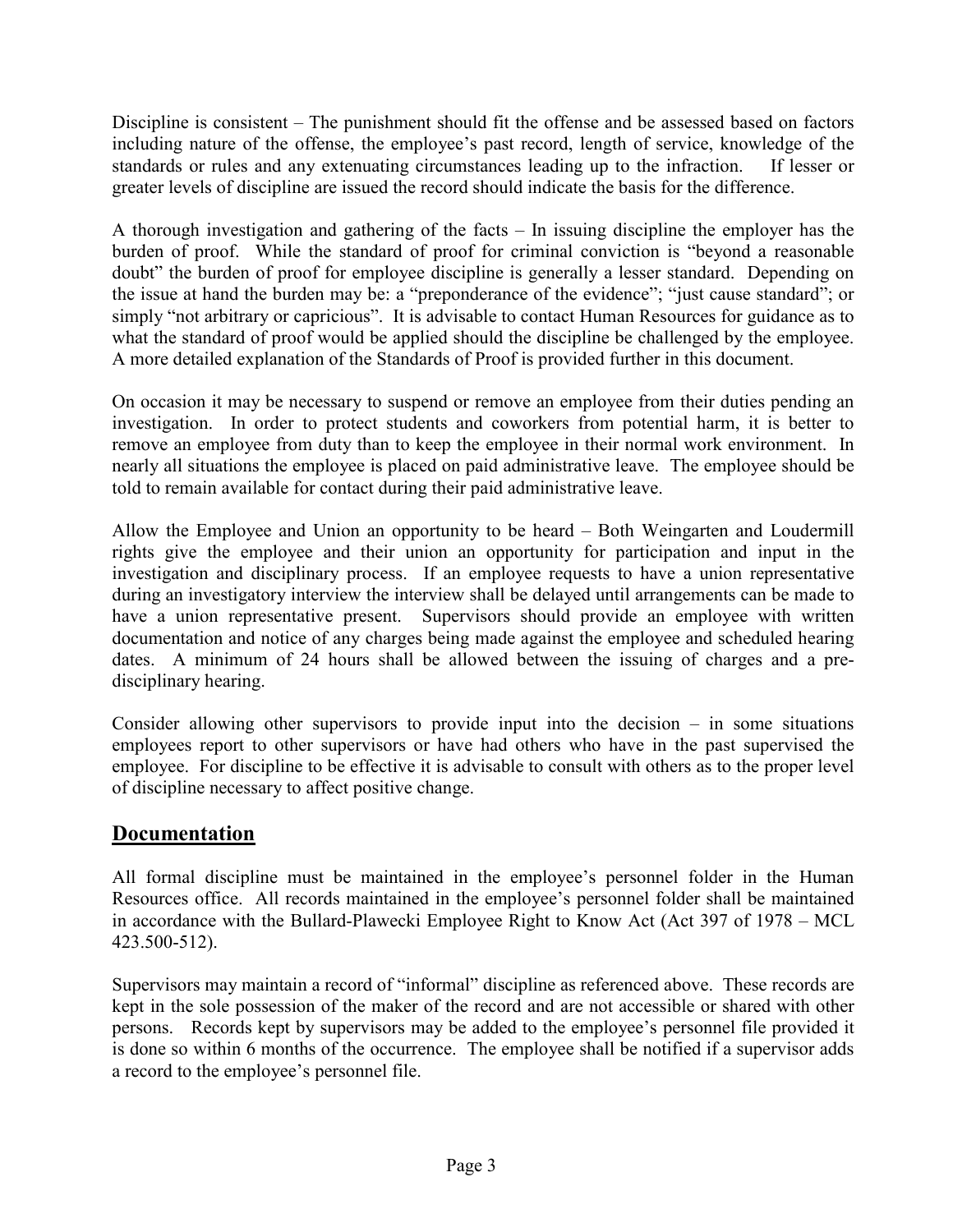Discipline is consistent – The punishment should fit the offense and be assessed based on factors including nature of the offense, the employee's past record, length of service, knowledge of the standards or rules and any extenuating circumstances leading up to the infraction. If lesser or greater levels of discipline are issued the record should indicate the basis for the difference.

A thorough investigation and gathering of the facts – In issuing discipline the employer has the burden of proof. While the standard of proof for criminal conviction is "beyond a reasonable doubt" the burden of proof for employee discipline is generally a lesser standard. Depending on the issue at hand the burden may be: a "preponderance of the evidence"; "just cause standard"; or simply "not arbitrary or capricious". It is advisable to contact Human Resources for guidance as to what the standard of proof would be applied should the discipline be challenged by the employee. A more detailed explanation of the Standards of Proof is provided further in this document.

On occasion it may be necessary to suspend or remove an employee from their duties pending an investigation. In order to protect students and coworkers from potential harm, it is better to remove an employee from duty than to keep the employee in their normal work environment. In nearly all situations the employee is placed on paid administrative leave. The employee should be told to remain available for contact during their paid administrative leave.

Allow the Employee and Union an opportunity to be heard – Both Weingarten and Loudermill rights give the employee and their union an opportunity for participation and input in the investigation and disciplinary process. If an employee requests to have a union representative during an investigatory interview the interview shall be delayed until arrangements can be made to have a union representative present. Supervisors should provide an employee with written documentation and notice of any charges being made against the employee and scheduled hearing dates. A minimum of 24 hours shall be allowed between the issuing of charges and a pre-disciplinary hearing.

Consider allowing other supervisors to provide input into the decision – in some situations employees report to other supervisors or have had others who have in the past supervised the employee. For discipline to be effective it is advisable to consult with others as to the proper level of discipline necessary to affect positive change.

## Documentation

All formal discipline must be maintained in the employee's personnel folder in the Human Resources office. All records maintained in the employee's personnel folder shall be maintained in accordance with the Bullard-Plawecki Employee Right to Know Act (Act 397 of 1978 – MCL 423.500-512).

Supervisors may maintain a record of "informal" discipline as referenced above. These records are kept in the sole possession of the maker of the record and are not accessible or shared with other persons. Records kept by supervisors may be added to the employee's personnel file provided it is done so within 6 months of the occurrence. The employee shall be notified if a supervisor adds a record to the employee's personnel file.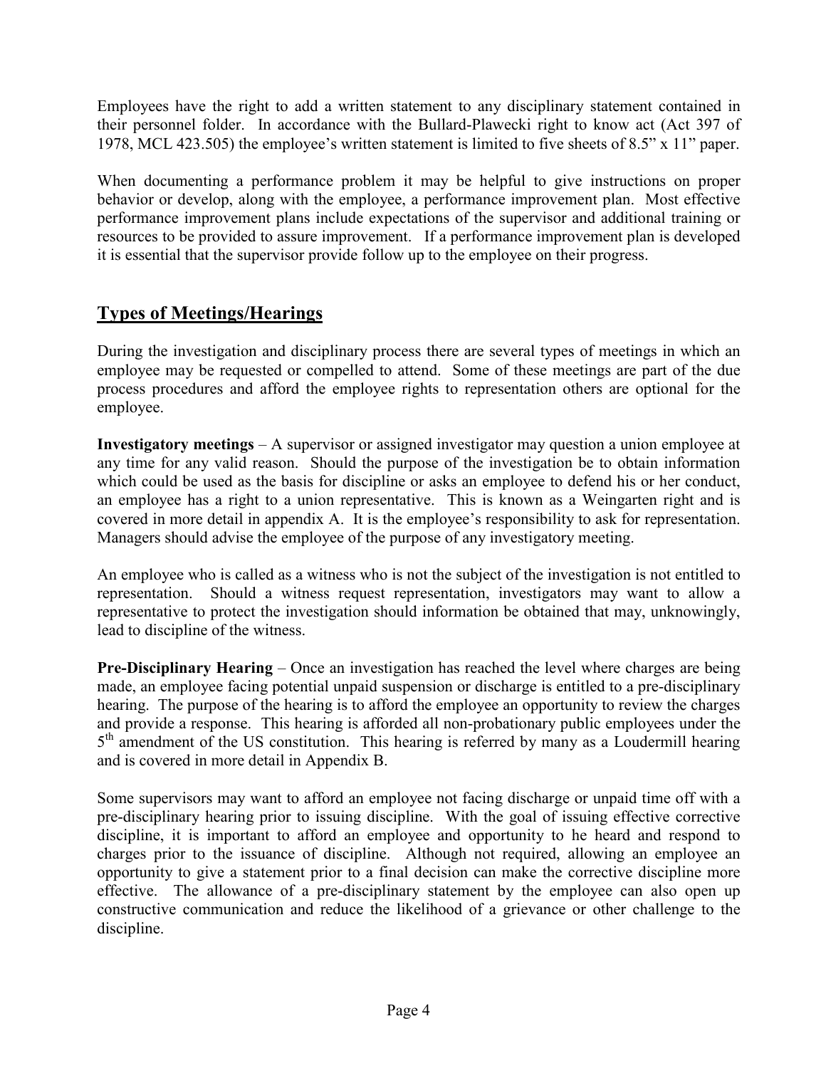Employees have the right to add a written statement to any disciplinary statement contained in their personnel folder. In accordance with the Bullard-Plawecki right to know act (Act 397 of 1978, MCL 423.505) the employee's written statement is limited to five sheets of 8.5" x 11" paper.

When documenting a performance problem it may be helpful to give instructions on proper behavior or develop, along with the employee, a performance improvement plan. Most effective performance improvement plans include expectations of the supervisor and additional training or resources to be provided to assure improvement. If a performance improvement plan is developed it is essential that the supervisor provide follow up to the employee on their progress.

## Types of Meetings/Hearings

During the investigation and disciplinary process there are several types of meetings in which an employee may be requested or compelled to attend. Some of these meetings are part of the due process procedures and afford the employee rights to representation others are optional for the employee.

**Investigatory meetings** – A supervisor or assigned investigator may question a union employee at any time for any valid reason. Should the purpose of the investigation be to obtain information which could be used as the basis for discipline or asks an employee to defend his or her conduct, an employee has a right to a union representative. This is known as a Weingarten right and is covered in more detail in appendix A. It is the employee's responsibility to ask for representation. Managers should advise the employee of the purpose of any investigatory meeting.

An employee who is called as a witness who is not the subject of the investigation is not entitled to representation. Should a witness request representation, investigators may want to allow a representative to protect the investigation should information be obtained that may, unknowingly, lead to discipline of the witness.

**Pre-Disciplinary Hearing** – Once an investigation has reached the level where charges are being made, an employee facing potential unpaid suspension or discharge is entitled to a pre-disciplinary hearing. The purpose of the hearing is to afford the employee an opportunity to review the charges and provide a response. This hearing is afforded all non-probationary public employees under the 5th amendment of the US constitution. This hearing is referred by many as a Loudermill hearing and is covered in more detail in Appendix B.

Some supervisors may want to afford an employee not facing discharge or unpaid time off with a pre-disciplinary hearing prior to issuing discipline. With the goal of issuing effective corrective discipline, it is important to afford an employee and opportunity to he heard and respond to charges prior to the issuance of discipline. Although not required, allowing an employee an opportunity to give a statement prior to a final decision can make the corrective discipline more effective. The allowance of a pre-disciplinary statement by the employee can also open up constructive communication and reduce the likelihood of a grievance or other challenge to the discipline.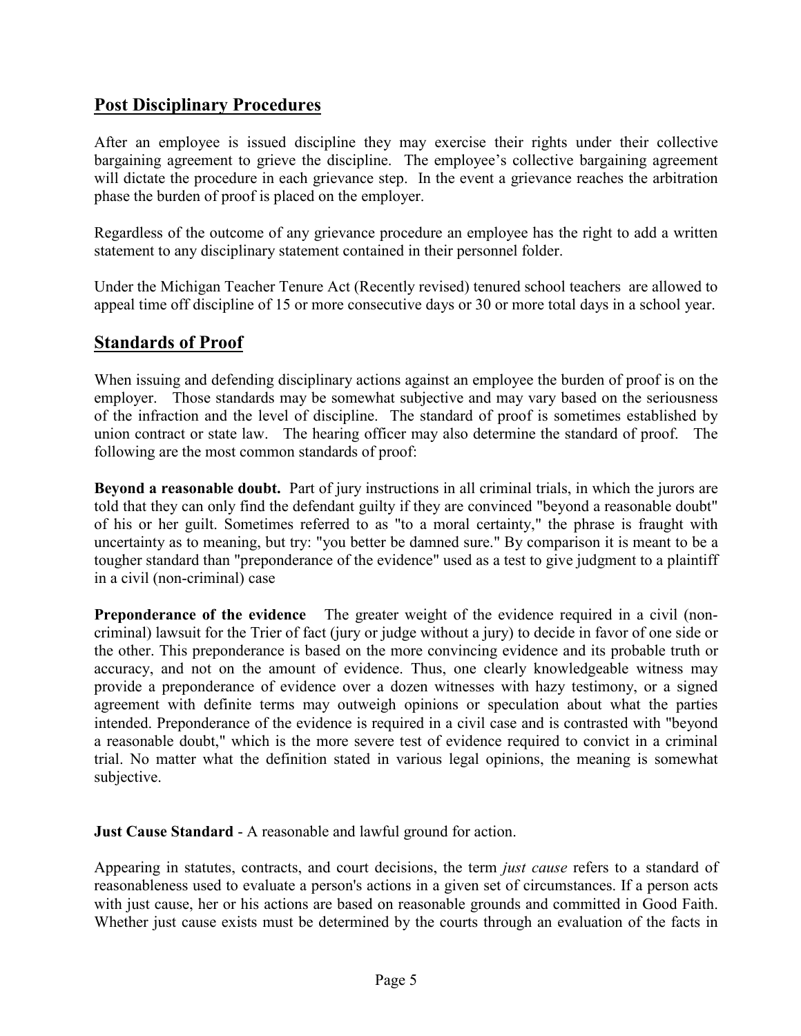## Post Disciplinary Procedures

After an employee is issued discipline they may exercise their rights under their collective bargaining agreement to grieve the discipline. The employee's collective bargaining agreement will dictate the procedure in each grievance step. In the event a grievance reaches the arbitration phase the burden of proof is placed on the employer.

Regardless of the outcome of any grievance procedure an employee has the right to add a written statement to any disciplinary statement contained in their personnel folder.

Under the Michigan Teacher Tenure Act (Recently revised) tenured school teachers are allowed to appeal time off discipline of 15 or more consecutive days or 30 or more total days in a school year.

## Standards of Proof

When issuing and defending disciplinary actions against an employee the burden of proof is on the employer. Those standards may be somewhat subjective and may vary based on the seriousness of the infraction and the level of discipline. The standard of proof is sometimes established by union contract or state law. The hearing officer may also determine the standard of proof. The following are the most common standards of proof:

**Beyond a reasonable doubt.** Part of jury instructions in all criminal trials, in which the jurors are told that they can only find the defendant guilty if they are convinced "beyond a reasonable doubt" of his or her guilt. Sometimes referred to as "to a moral certainty," the phrase is fraught with uncertainty as to meaning, but try: "you better be damned sure." By comparison it is meant to be a tougher standard than "preponderance of the evidence" used as a test to give judgment to a plaintiff in a civil (non-criminal) case

**Preponderance of the evidence** The greater weight of the evidence required in a civil (non-criminal) lawsuit for the Trier of fact (jury or judge without a jury) to decide in favor of one side or the other. This preponderance is based on the more convincing evidence and its probable truth or accuracy, and not on the amount of evidence. Thus, one clearly knowledgeable witness may provide a preponderance of evidence over a dozen witnesses with hazy testimony, or a signed agreement with definite terms may outweigh opinions or speculation about what the parties intended. Preponderance of the evidence is required in a civil case and is contrasted with "beyond a reasonable doubt," which is the more severe test of evidence required to convict in a criminal trial. No matter what the definition stated in various legal opinions, the meaning is somewhat subjective.

**Just Cause Standard** - A reasonable and lawful ground for action.

Appearing in statutes, contracts, and court decisions, the term *just cause* refers to a standard of reasonableness used to evaluate a person's actions in a given set of circumstances. If a person acts with just cause, her or his actions are based on reasonable grounds and committed in Good Faith. Whether just cause exists must be determined by the courts through an evaluation of the facts in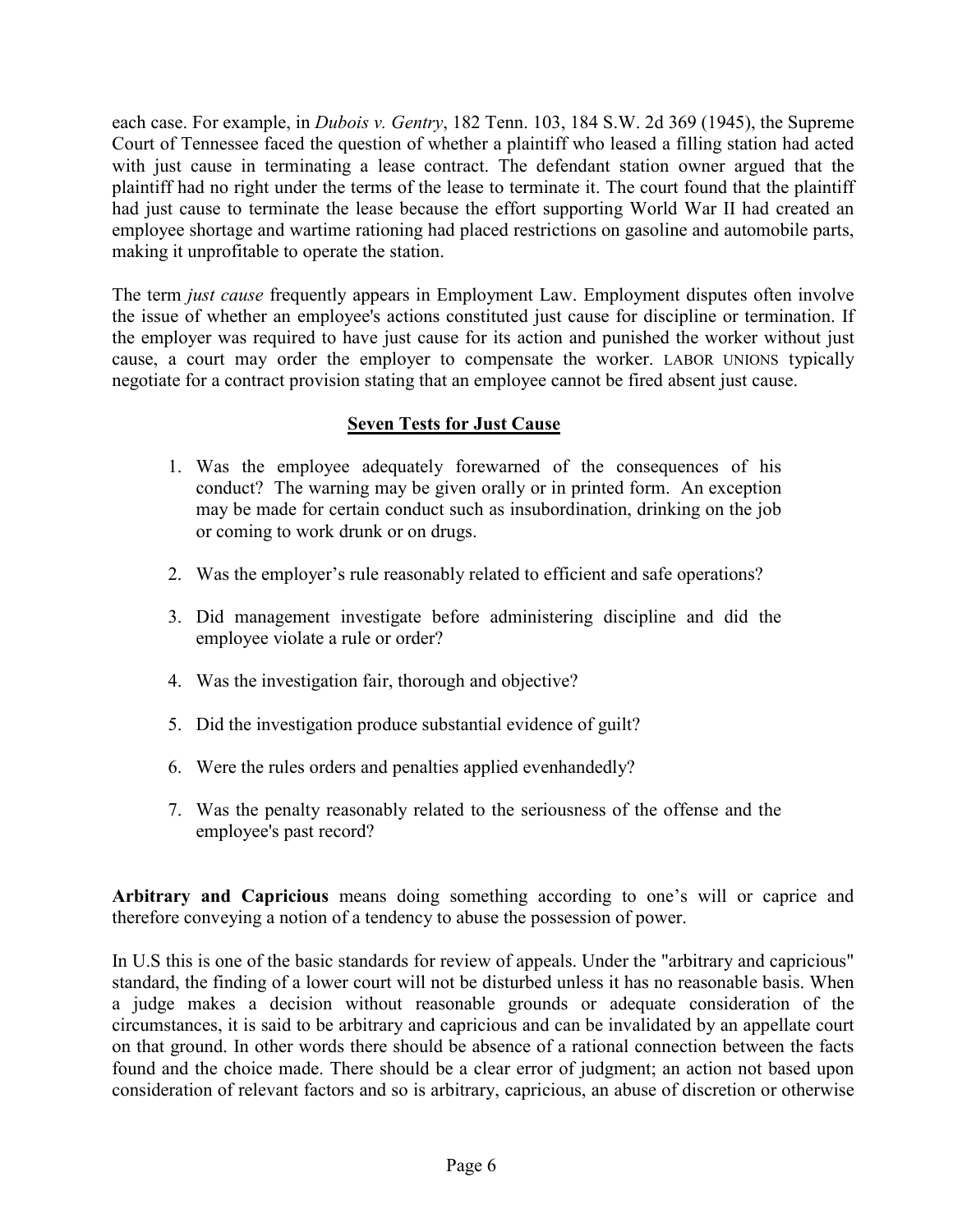each case. For example, in *Dubois v. Gentry*, 182 Tenn. 103, 184 S.W. 2d 369 (1945), the Supreme Court of Tennessee faced the question of whether a plaintiff who leased a filling station had acted with just cause in terminating a lease contract. The defendant station owner argued that the plaintiff had no right under the terms of the lease to terminate it. The court found that the plaintiff had just cause to terminate the lease because the effort supporting World War II had created an employee shortage and wartime rationing had placed restrictions on gasoline and automobile parts, making it unprofitable to operate the station.

The term *just cause* frequently appears in Employment Law. Employment disputes often involve the issue of whether an employee's actions constituted just cause for discipline or termination. If the employer was required to have just cause for its action and punished the worker without just cause, a court may order the employer to compensate the worker. LABOR UNIONS typically negotiate for a contract provision stating that an employee cannot be fired absent just cause.

## Seven Tests for Just Cause

1. Was the employee adequately forewarned of the consequences of his conduct? The warning may be given orally or in printed form. An exception may be made for certain conduct such as insubordination, drinking on the job or coming to work drunk or on drugs.
2. Was the employer's rule reasonably related to efficient and safe operations?
3. Did management investigate before administering discipline and did the employee violate a rule or order?
4. Was the investigation fair, thorough and objective?
5. Did the investigation produce substantial evidence of guilt?
6. Were the rules orders and penalties applied evenhandedly?
7. Was the penalty reasonably related to the seriousness of the offense and the employee's past record?

**Arbitrary and Capricious** means doing something according to one's will or caprice and therefore conveying a notion of a tendency to abuse the possession of power.

In U.S this is one of the basic standards for review of appeals. Under the "arbitrary and capricious" standard, the finding of a lower court will not be disturbed unless it has no reasonable basis. When a judge makes a decision without reasonable grounds or adequate consideration of the circumstances, it is said to be arbitrary and capricious and can be invalidated by an appellate court on that ground. In other words there should be absence of a rational connection between the facts found and the choice made. There should be a clear error of judgment; an action not based upon consideration of relevant factors and so is arbitrary, capricious, an abuse of discretion or otherwise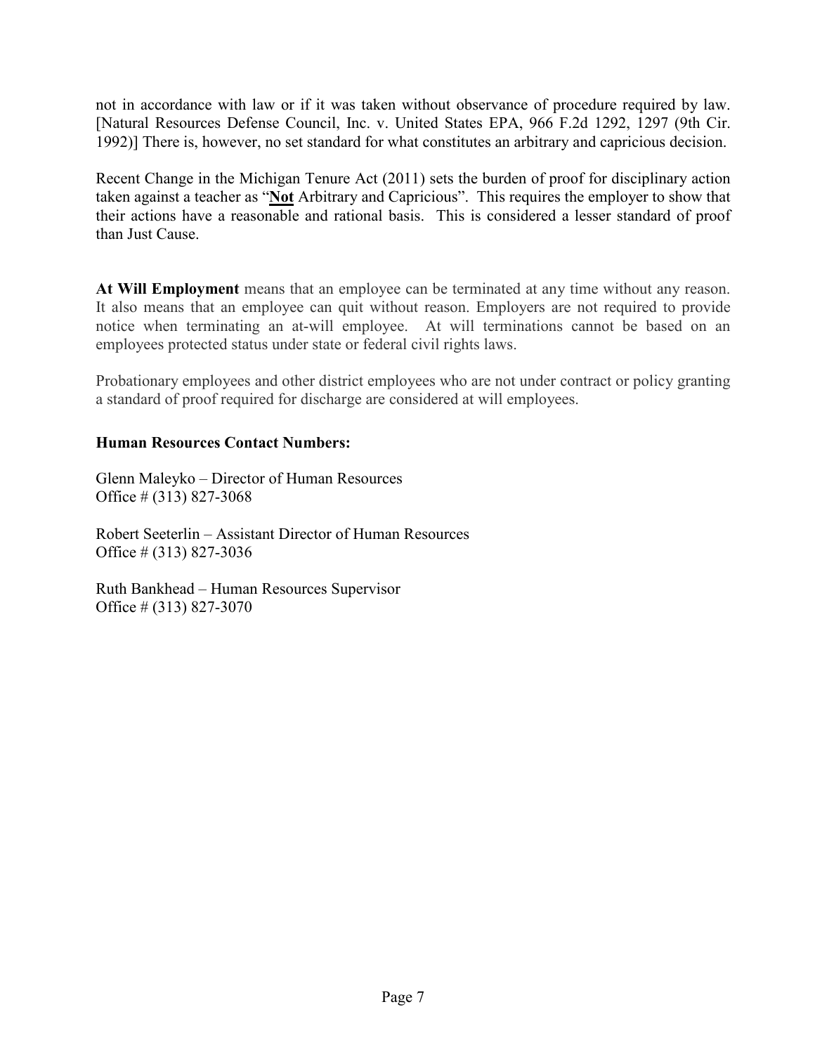not in accordance with law or if it was taken without observance of procedure required by law. [Natural Resources Defense Council, Inc. v. United States EPA, 966 F.2d 1292, 1297 (9th Cir. 1992)] There is, however, no set standard for what constitutes an arbitrary and capricious decision.

Recent Change in the Michigan Tenure Act (2011) sets the burden of proof for disciplinary action taken against a teacher as "**Not** Arbitrary and Capricious". This requires the employer to show that their actions have a reasonable and rational basis. This is considered a lesser standard of proof than Just Cause.

**At Will Employment** means that an employee can be terminated at any time without any reason. It also means that an employee can quit without reason. Employers are not required to provide notice when terminating an at-will employee. At will terminations cannot be based on an employees protected status under state or federal civil rights laws.

Probationary employees and other district employees who are not under contract or policy granting a standard of proof required for discharge are considered at will employees.

**Human Resources Contact Numbers:**

Glenn Maleyko – Director of Human Resources
Office # (313) 827-3068

Robert Seeterlin – Assistant Director of Human Resources
Office # (313) 827-3036

Ruth Bankhead – Human Resources Supervisor
Office # (313) 827-3070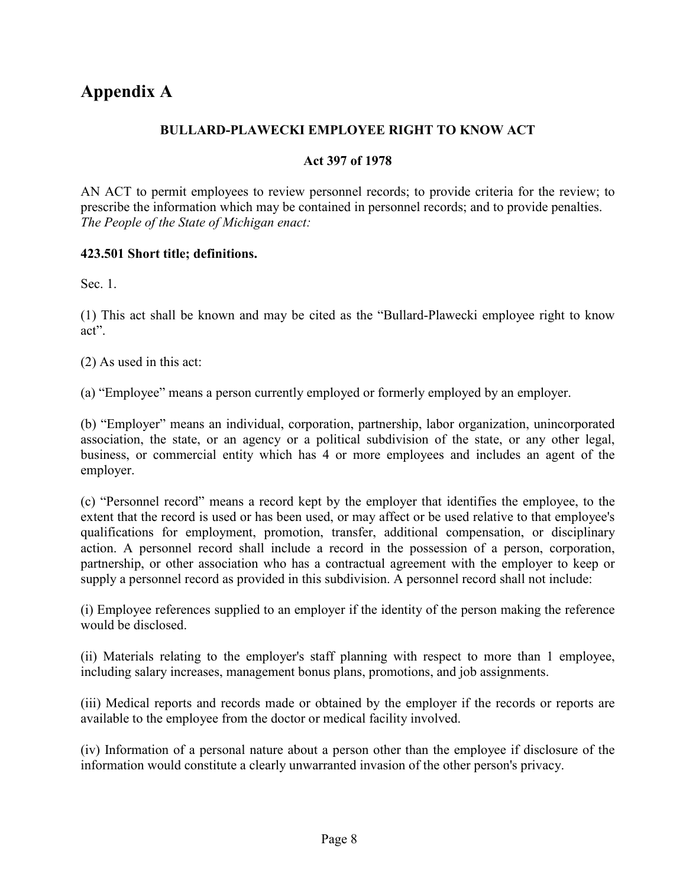# Appendix A

**BULLARD-PLAWECKI EMPLOYEE RIGHT TO KNOW ACT**

**Act 397 of 1978**

AN ACT to permit employees to review personnel records; to provide criteria for the review; to prescribe the information which may be contained in personnel records; and to provide penalties.
*The People of the State of Michigan enact:*

**423.501 Short title; definitions.**

Sec. 1.

(1) This act shall be known and may be cited as the “Bullard-Plawecki employee right to know act”.

(2) As used in this act:

(a) “Employee” means a person currently employed or formerly employed by an employer.

(b) “Employer” means an individual, corporation, partnership, labor organization, unincorporated association, the state, or an agency or a political subdivision of the state, or any other legal, business, or commercial entity which has 4 or more employees and includes an agent of the employer.

(c) “Personnel record” means a record kept by the employer that identifies the employee, to the extent that the record is used or has been used, or may affect or be used relative to that employee's qualifications for employment, promotion, transfer, additional compensation, or disciplinary action. A personnel record shall include a record in the possession of a person, corporation, partnership, or other association who has a contractual agreement with the employer to keep or supply a personnel record as provided in this subdivision. A personnel record shall not include:

(i) Employee references supplied to an employer if the identity of the person making the reference would be disclosed.

(ii) Materials relating to the employer's staff planning with respect to more than 1 employee, including salary increases, management bonus plans, promotions, and job assignments.

(iii) Medical reports and records made or obtained by the employer if the records or reports are available to the employee from the doctor or medical facility involved.

(iv) Information of a personal nature about a person other than the employee if disclosure of the information would constitute a clearly unwarranted invasion of the other person's privacy.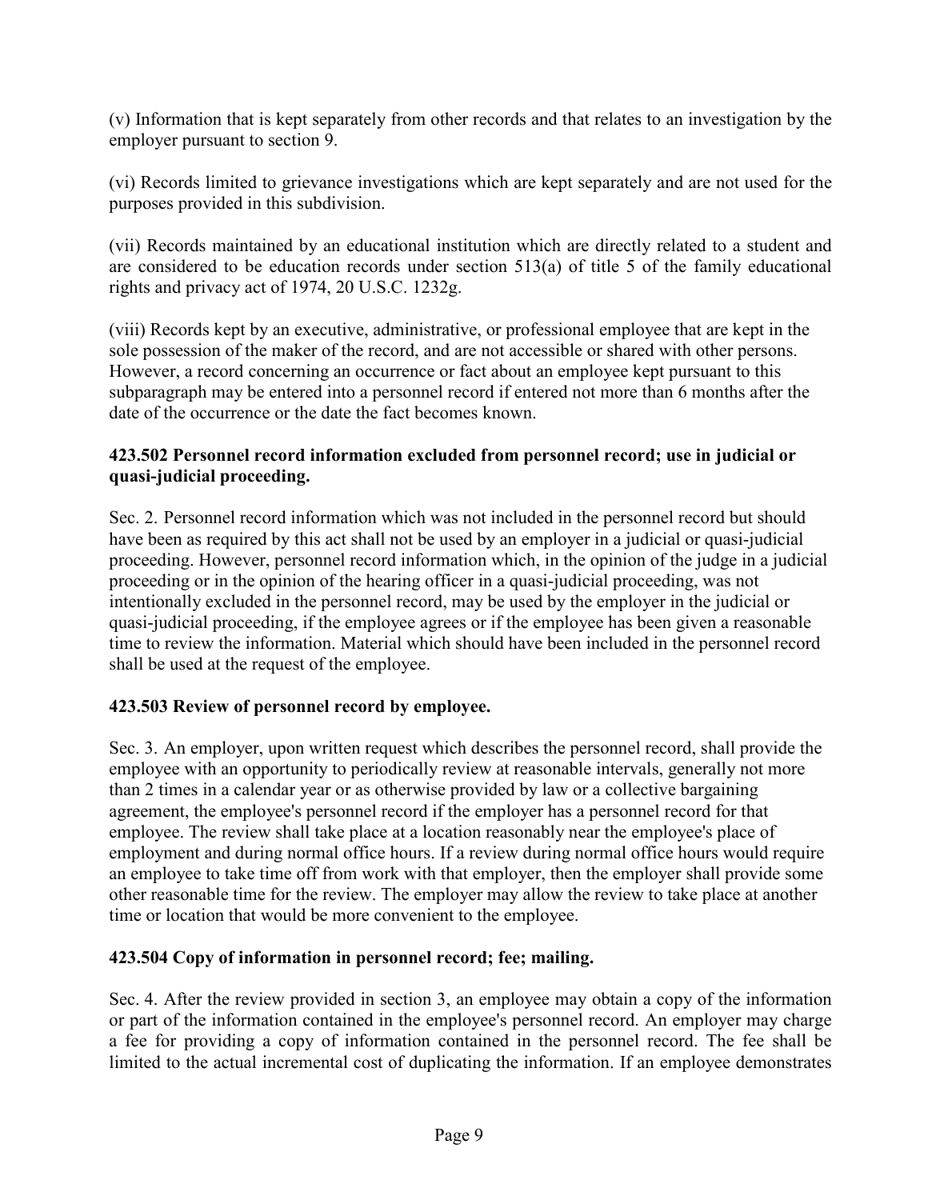(v) Information that is kept separately from other records and that relates to an investigation by the employer pursuant to section 9.

(vi) Records limited to grievance investigations which are kept separately and are not used for the purposes provided in this subdivision.

(vii) Records maintained by an educational institution which are directly related to a student and are considered to be education records under section 513(a) of title 5 of the family educational rights and privacy act of 1974, 20 U.S.C. 1232g.

(viii) Records kept by an executive, administrative, or professional employee that are kept in the sole possession of the maker of the record, and are not accessible or shared with other persons. However, a record concerning an occurrence or fact about an employee kept pursuant to this subparagraph may be entered into a personnel record if entered not more than 6 months after the date of the occurrence or the date the fact becomes known.

**423.502 Personnel record information excluded from personnel record; use in judicial or quasi-judicial proceeding.**

Sec. 2. Personnel record information which was not included in the personnel record but should have been as required by this act shall not be used by an employer in a judicial or quasi-judicial proceeding. However, personnel record information which, in the opinion of the judge in a judicial proceeding or in the opinion of the hearing officer in a quasi-judicial proceeding, was not intentionally excluded in the personnel record, may be used by the employer in the judicial or quasi-judicial proceeding, if the employee agrees or if the employee has been given a reasonable time to review the information. Material which should have been included in the personnel record shall be used at the request of the employee.

**423.503 Review of personnel record by employee.**

Sec. 3. An employer, upon written request which describes the personnel record, shall provide the employee with an opportunity to periodically review at reasonable intervals, generally not more than 2 times in a calendar year or as otherwise provided by law or a collective bargaining agreement, the employee's personnel record if the employer has a personnel record for that employee. The review shall take place at a location reasonably near the employee's place of employment and during normal office hours. If a review during normal office hours would require an employee to take time off from work with that employer, then the employer shall provide some other reasonable time for the review. The employer may allow the review to take place at another time or location that would be more convenient to the employee.

**423.504 Copy of information in personnel record; fee; mailing.**

Sec. 4. After the review provided in section 3, an employee may obtain a copy of the information or part of the information contained in the employee's personnel record. An employer may charge a fee for providing a copy of information contained in the personnel record. The fee shall be limited to the actual incremental cost of duplicating the information. If an employee demonstrates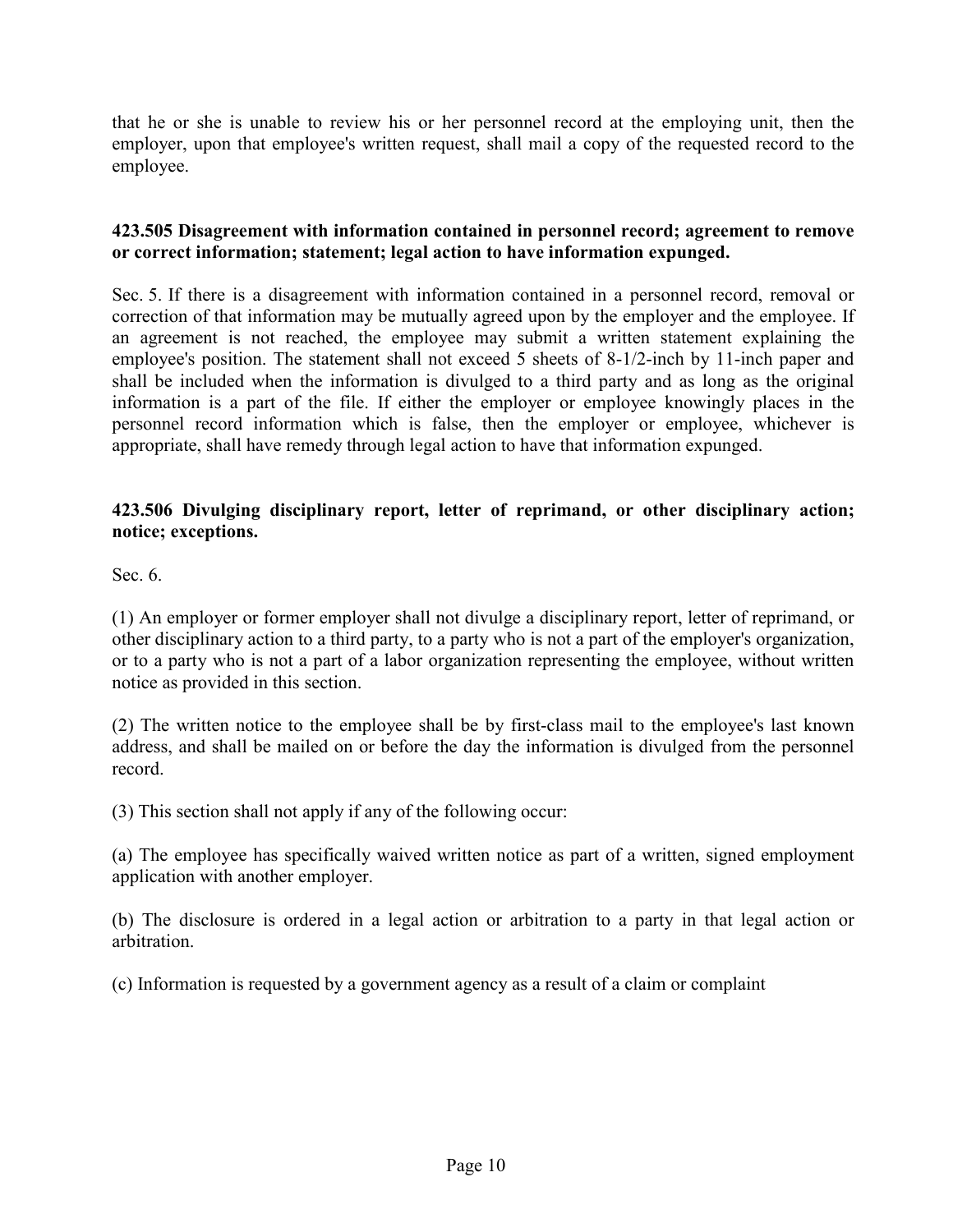that he or she is unable to review his or her personnel record at the employing unit, then the employer, upon that employee's written request, shall mail a copy of the requested record to the employee.

**423.505 Disagreement with information contained in personnel record; agreement to remove or correct information; statement; legal action to have information expunged.**

Sec. 5. If there is a disagreement with information contained in a personnel record, removal or correction of that information may be mutually agreed upon by the employer and the employee. If an agreement is not reached, the employee may submit a written statement explaining the employee's position. The statement shall not exceed 5 sheets of 8-1/2-inch by 11-inch paper and shall be included when the information is divulged to a third party and as long as the original information is a part of the file. If either the employer or employee knowingly places in the personnel record information which is false, then the employer or employee, whichever is appropriate, shall have remedy through legal action to have that information expunged.

**423.506 Divulging disciplinary report, letter of reprimand, or other disciplinary action; notice; exceptions.**

Sec. 6.

(1) An employer or former employer shall not divulge a disciplinary report, letter of reprimand, or other disciplinary action to a third party, to a party who is not a part of the employer's organization, or to a party who is not a part of a labor organization representing the employee, without written notice as provided in this section.

(2) The written notice to the employee shall be by first-class mail to the employee's last known address, and shall be mailed on or before the day the information is divulged from the personnel record.

(3) This section shall not apply if any of the following occur:

(a) The employee has specifically waived written notice as part of a written, signed employment application with another employer.

(b) The disclosure is ordered in a legal action or arbitration to a party in that legal action or arbitration.

(c) Information is requested by a government agency as a result of a claim or complaint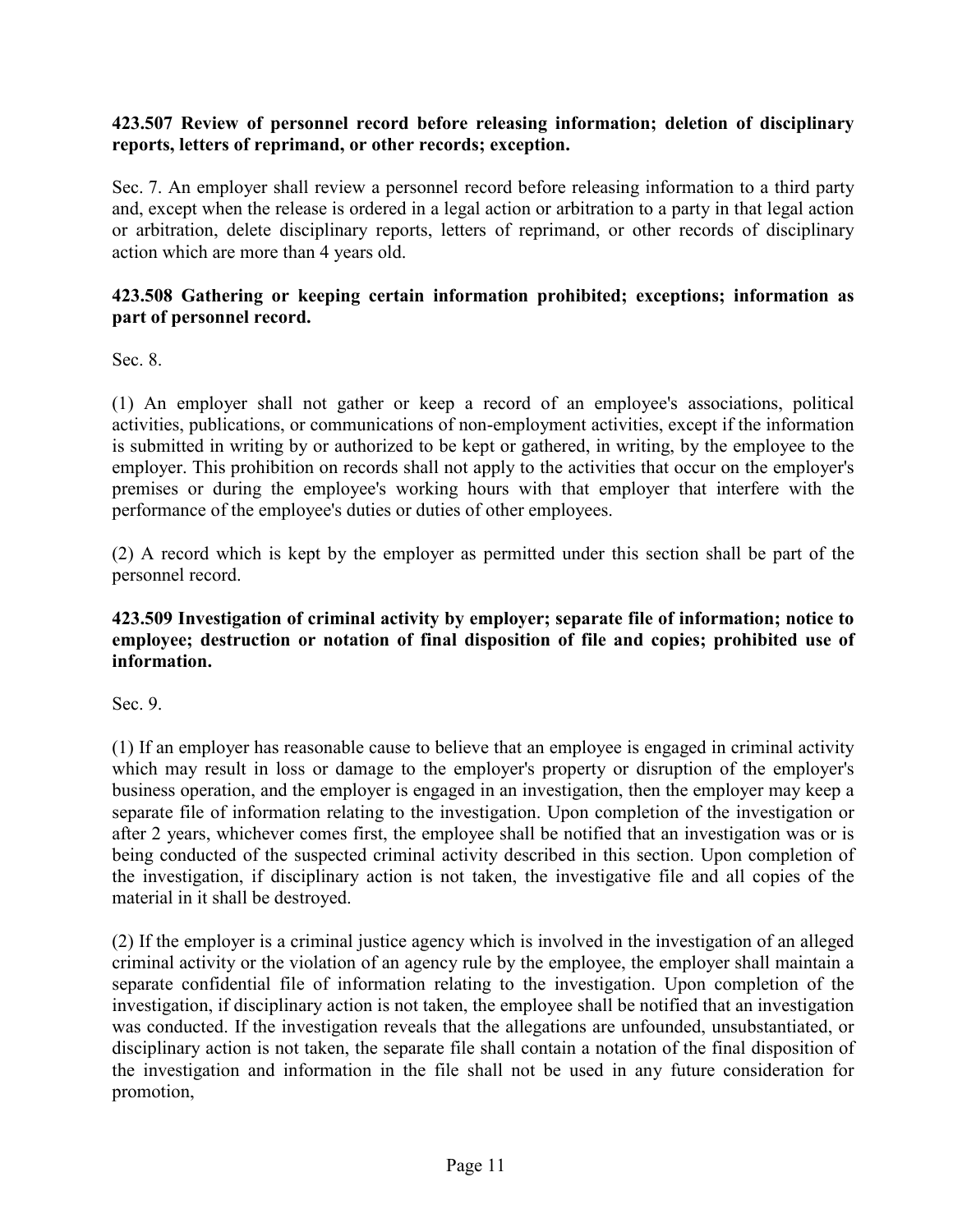**423.507 Review of personnel record before releasing information; deletion of disciplinary reports, letters of reprimand, or other records; exception.**

Sec. 7. An employer shall review a personnel record before releasing information to a third party and, except when the release is ordered in a legal action or arbitration to a party in that legal action or arbitration, delete disciplinary reports, letters of reprimand, or other records of disciplinary action which are more than 4 years old.

**423.508 Gathering or keeping certain information prohibited; exceptions; information as part of personnel record.**

Sec. 8.

(1) An employer shall not gather or keep a record of an employee's associations, political activities, publications, or communications of non-employment activities, except if the information is submitted in writing by or authorized to be kept or gathered, in writing, by the employee to the employer. This prohibition on records shall not apply to the activities that occur on the employer's premises or during the employee's working hours with that employer that interfere with the performance of the employee's duties or duties of other employees.

(2) A record which is kept by the employer as permitted under this section shall be part of the personnel record.

**423.509 Investigation of criminal activity by employer; separate file of information; notice to employee; destruction or notation of final disposition of file and copies; prohibited use of information.**

Sec. 9.

(1) If an employer has reasonable cause to believe that an employee is engaged in criminal activity which may result in loss or damage to the employer's property or disruption of the employer's business operation, and the employer is engaged in an investigation, then the employer may keep a separate file of information relating to the investigation. Upon completion of the investigation or after 2 years, whichever comes first, the employee shall be notified that an investigation was or is being conducted of the suspected criminal activity described in this section. Upon completion of the investigation, if disciplinary action is not taken, the investigative file and all copies of the material in it shall be destroyed.

(2) If the employer is a criminal justice agency which is involved in the investigation of an alleged criminal activity or the violation of an agency rule by the employee, the employer shall maintain a separate confidential file of information relating to the investigation. Upon completion of the investigation, if disciplinary action is not taken, the employee shall be notified that an investigation was conducted. If the investigation reveals that the allegations are unfounded, unsubstantiated, or disciplinary action is not taken, the separate file shall contain a notation of the final disposition of the investigation and information in the file shall not be used in any future consideration for promotion,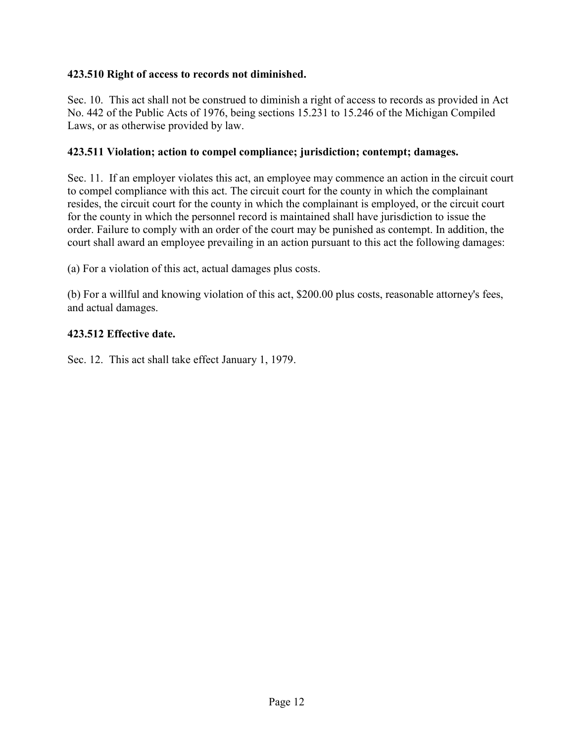**423.510 Right of access to records not diminished.**

Sec. 10. This act shall not be construed to diminish a right of access to records as provided in Act No. 442 of the Public Acts of 1976, being sections 15.231 to 15.246 of the Michigan Compiled Laws, or as otherwise provided by law.

**423.511 Violation; action to compel compliance; jurisdiction; contempt; damages.**

Sec. 11. If an employer violates this act, an employee may commence an action in the circuit court to compel compliance with this act. The circuit court for the county in which the complainant resides, the circuit court for the county in which the complainant is employed, or the circuit court for the county in which the personnel record is maintained shall have jurisdiction to issue the order. Failure to comply with an order of the court may be punished as contempt. In addition, the court shall award an employee prevailing in an action pursuant to this act the following damages:

(a) For a violation of this act, actual damages plus costs.

(b) For a willful and knowing violation of this act, $200.00 plus costs, reasonable attorney's fees, and actual damages.

**423.512 Effective date.**

Sec. 12. This act shall take effect January 1, 1979.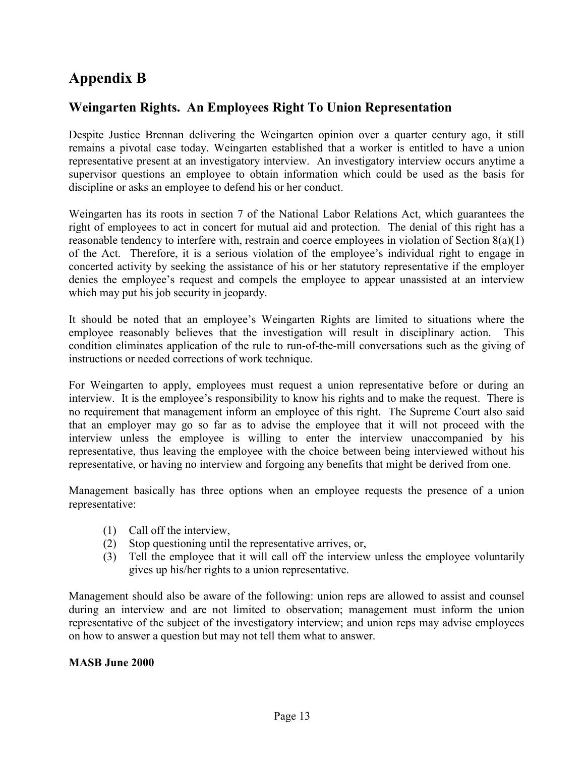# Appendix B

## Weingarten Rights. An Employees Right To Union Representation

Despite Justice Brennan delivering the Weingarten opinion over a quarter century ago, it still remains a pivotal case today. Weingarten established that a worker is entitled to have a union representative present at an investigatory interview. An investigatory interview occurs anytime a supervisor questions an employee to obtain information which could be used as the basis for discipline or asks an employee to defend his or her conduct.

Weingarten has its roots in section 7 of the National Labor Relations Act, which guarantees the right of employees to act in concert for mutual aid and protection. The denial of this right has a reasonable tendency to interfere with, restrain and coerce employees in violation of Section 8(a)(1) of the Act. Therefore, it is a serious violation of the employee's individual right to engage in concerted activity by seeking the assistance of his or her statutory representative if the employer denies the employee's request and compels the employee to appear unassisted at an interview which may put his job security in jeopardy.

It should be noted that an employee's Weingarten Rights are limited to situations where the employee reasonably believes that the investigation will result in disciplinary action. This condition eliminates application of the rule to run-of-the-mill conversations such as the giving of instructions or needed corrections of work technique.

For Weingarten to apply, employees must request a union representative before or during an interview. It is the employee's responsibility to know his rights and to make the request. There is no requirement that management inform an employee of this right. The Supreme Court also said that an employer may go so far as to advise the employee that it will not proceed with the interview unless the employee is willing to enter the interview unaccompanied by his representative, thus leaving the employee with the choice between being interviewed without his representative, or having no interview and forgoing any benefits that might be derived from one.

Management basically has three options when an employee requests the presence of a union representative:

(1) Call off the interview,
(2) Stop questioning until the representative arrives, or,
(3) Tell the employee that it will call off the interview unless the employee voluntarily gives up his/her rights to a union representative.

Management should also be aware of the following: union reps are allowed to assist and counsel during an interview and are not limited to observation; management must inform the union representative of the subject of the investigatory interview; and union reps may advise employees on how to answer a question but may not tell them what to answer.

**MASB June 2000**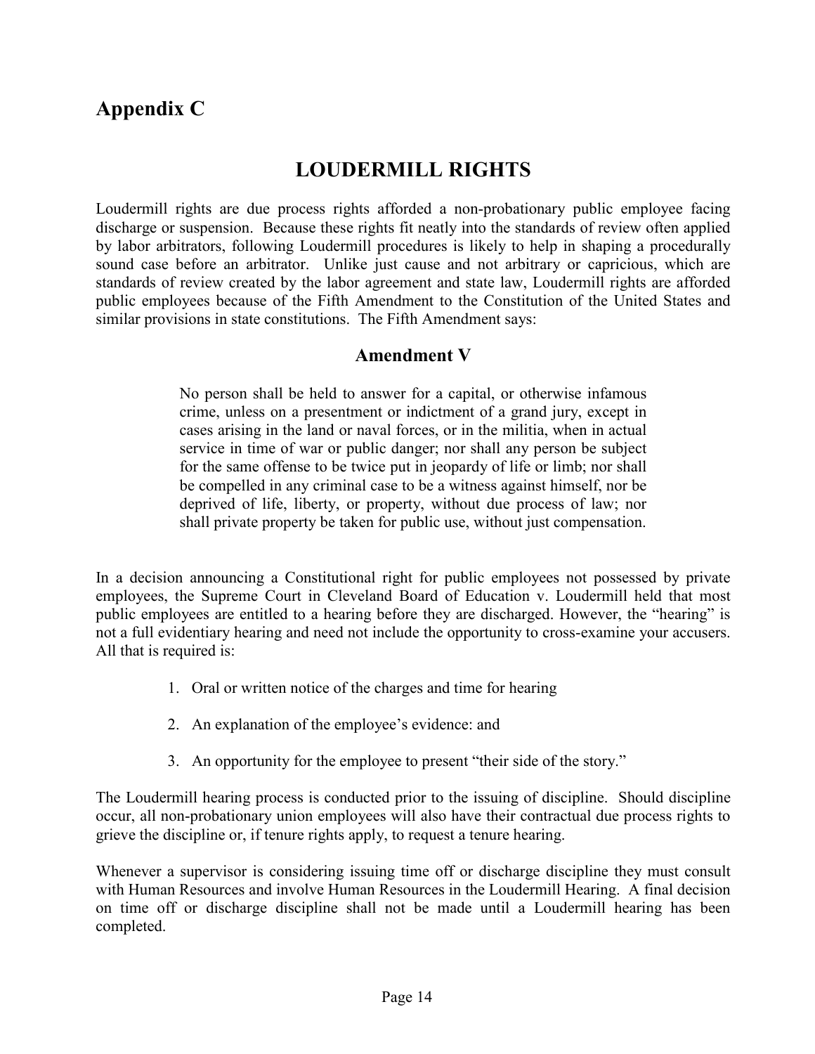## Appendix C

# LOUDERMILL RIGHTS

Loudermill rights are due process rights afforded a non-probationary public employee facing discharge or suspension. Because these rights fit neatly into the standards of review often applied by labor arbitrators, following Loudermill procedures is likely to help in shaping a procedurally sound case before an arbitrator. Unlike just cause and not arbitrary or capricious, which are standards of review created by the labor agreement and state law, Loudermill rights are afforded public employees because of the Fifth Amendment to the Constitution of the United States and similar provisions in state constitutions. The Fifth Amendment says:

### Amendment V

> No person shall be held to answer for a capital, or otherwise infamous crime, unless on a presentment or indictment of a grand jury, except in cases arising in the land or naval forces, or in the militia, when in actual service in time of war or public danger; nor shall any person be subject for the same offense to be twice put in jeopardy of life or limb; nor shall be compelled in any criminal case to be a witness against himself, nor be deprived of life, liberty, or property, without due process of law; nor shall private property be taken for public use, without just compensation.

In a decision announcing a Constitutional right for public employees not possessed by private employees, the Supreme Court in Cleveland Board of Education v. Loudermill held that most public employees are entitled to a hearing before they are discharged. However, the "hearing" is not a full evidentiary hearing and need not include the opportunity to cross-examine your accusers. All that is required is:

1. Oral or written notice of the charges and time for hearing
2. An explanation of the employee's evidence: and
3. An opportunity for the employee to present "their side of the story."

The Loudermill hearing process is conducted prior to the issuing of discipline. Should discipline occur, all non-probationary union employees will also have their contractual due process rights to grieve the discipline or, if tenure rights apply, to request a tenure hearing.

Whenever a supervisor is considering issuing time off or discharge discipline they must consult with Human Resources and involve Human Resources in the Loudermill Hearing. A final decision on time off or discharge discipline shall not be made until a Loudermill hearing has been completed.